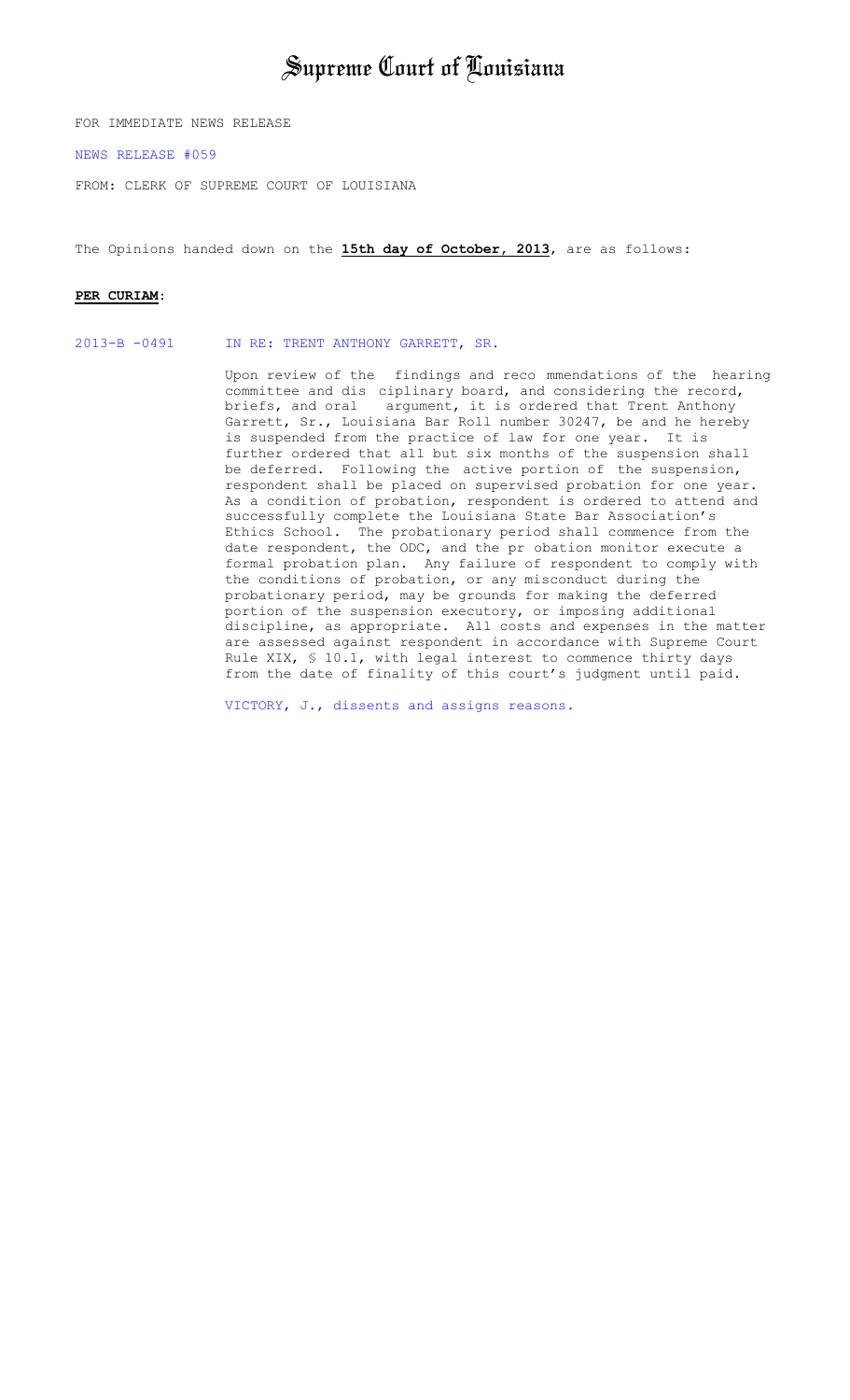# Supreme Court of Louisiana

FOR IMMEDIATE NEWS RELEASE

NEWS RELEASE #059

FROM: CLERK OF SUPREME COURT OF LOUISIANA

The Opinions handed down on the **15th day of October, 2013**, are as follows:

**PER CURIAM**:

2013-B -0491 IN RE: TRENT ANTHONY GARRETT, SR.

Upon review of the findings and recommendations of the hearing committee and disciplinary board, and considering the record, briefs, and oral argument, it is ordered that Trent Anthony Garrett, Sr., Louisiana Bar Roll number 30247, be and he hereby is suspended from the practice of law for one year. It is further ordered that all but six months of the suspension shall be deferred. Following the active portion of the suspension, respondent shall be placed on supervised probation for one year. As a condition of probation, respondent is ordered to attend and successfully complete the Louisiana State Bar Association's Ethics School. The probationary period shall commence from the date respondent, the ODC, and the probation monitor execute a formal probation plan. Any failure of respondent to comply with the conditions of probation, or any misconduct during the probationary period, may be grounds for making the deferred portion of the suspension executory, or imposing additional discipline, as appropriate. All costs and expenses in the matter are assessed against respondent in accordance with Supreme Court Rule XIX, § 10.1, with legal interest to commence thirty days from the date of finality of this court's judgment until paid.

VICTORY, J., dissents and assigns reasons.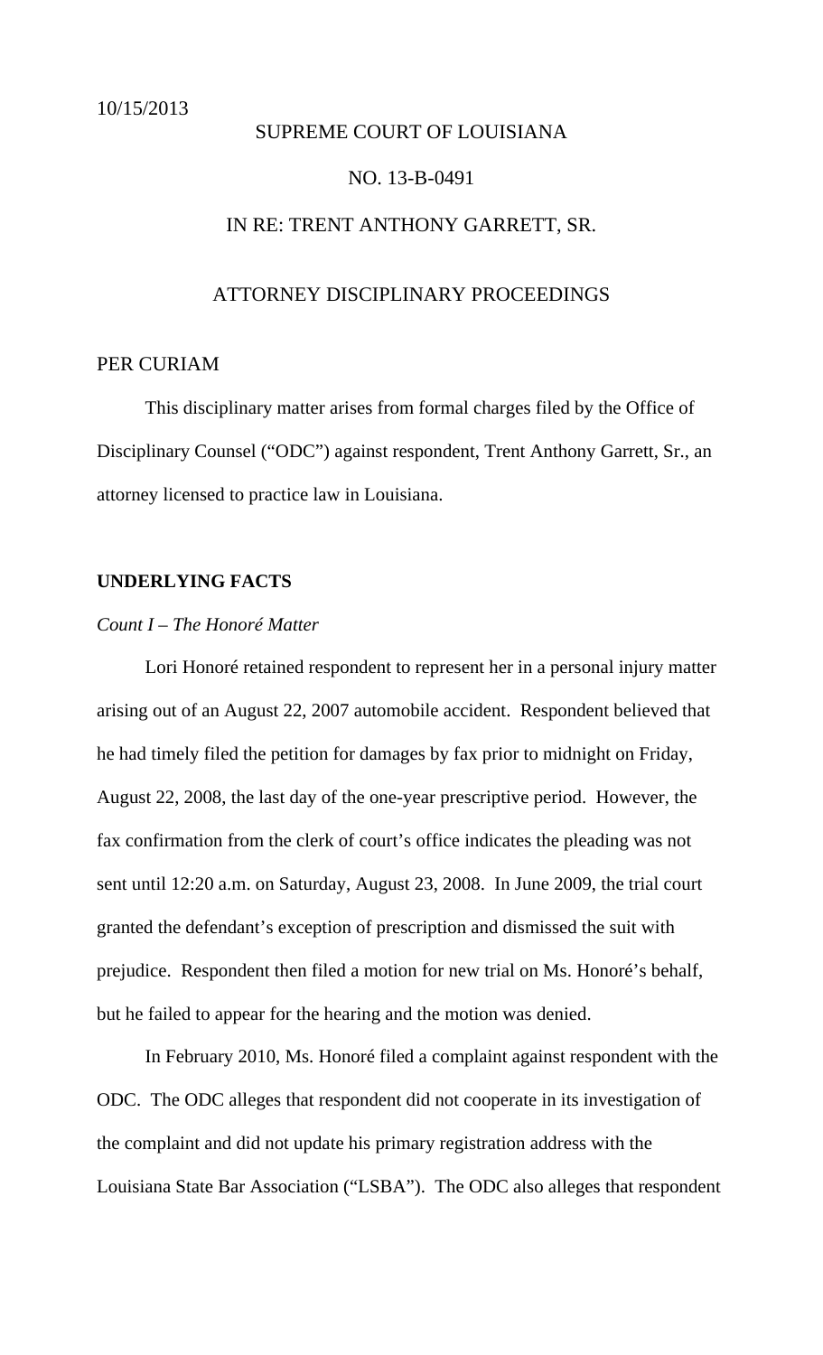10/15/2013

SUPREME COURT OF LOUISIANA

NO. 13-B-0491

IN RE: TRENT ANTHONY GARRETT, SR.

ATTORNEY DISCIPLINARY PROCEEDINGS

PER CURIAM

This disciplinary matter arises from formal charges filed by the Office of Disciplinary Counsel ("ODC") against respondent, Trent Anthony Garrett, Sr., an attorney licensed to practice law in Louisiana.

**UNDERLYING FACTS**

*Count I – The Honoré Matter*

Lori Honoré retained respondent to represent her in a personal injury matter arising out of an August 22, 2007 automobile accident. Respondent believed that he had timely filed the petition for damages by fax prior to midnight on Friday, August 22, 2008, the last day of the one-year prescriptive period. However, the fax confirmation from the clerk of court's office indicates the pleading was not sent until 12:20 a.m. on Saturday, August 23, 2008. In June 2009, the trial court granted the defendant's exception of prescription and dismissed the suit with prejudice. Respondent then filed a motion for new trial on Ms. Honoré's behalf, but he failed to appear for the hearing and the motion was denied.

In February 2010, Ms. Honoré filed a complaint against respondent with the ODC. The ODC alleges that respondent did not cooperate in its investigation of the complaint and did not update his primary registration address with the Louisiana State Bar Association ("LSBA"). The ODC also alleges that respondent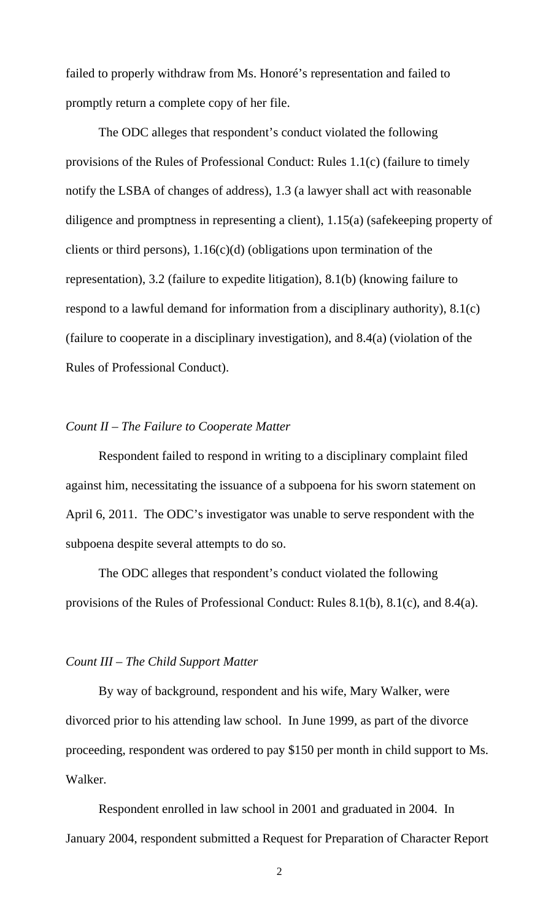failed to properly withdraw from Ms. Honoré's representation and failed to promptly return a complete copy of her file.

The ODC alleges that respondent's conduct violated the following provisions of the Rules of Professional Conduct: Rules 1.1(c) (failure to timely notify the LSBA of changes of address), 1.3 (a lawyer shall act with reasonable diligence and promptness in representing a client), 1.15(a) (safekeeping property of clients or third persons), 1.16(c)(d) (obligations upon termination of the representation), 3.2 (failure to expedite litigation), 8.1(b) (knowing failure to respond to a lawful demand for information from a disciplinary authority), 8.1(c) (failure to cooperate in a disciplinary investigation), and 8.4(a) (violation of the Rules of Professional Conduct).

*Count II – The Failure to Cooperate Matter*

Respondent failed to respond in writing to a disciplinary complaint filed against him, necessitating the issuance of a subpoena for his sworn statement on April 6, 2011. The ODC's investigator was unable to serve respondent with the subpoena despite several attempts to do so.

The ODC alleges that respondent's conduct violated the following provisions of the Rules of Professional Conduct: Rules 8.1(b), 8.1(c), and 8.4(a).

*Count III – The Child Support Matter*

By way of background, respondent and his wife, Mary Walker, were divorced prior to his attending law school. In June 1999, as part of the divorce proceeding, respondent was ordered to pay $150 per month in child support to Ms. Walker.

Respondent enrolled in law school in 2001 and graduated in 2004. In January 2004, respondent submitted a Request for Preparation of Character Report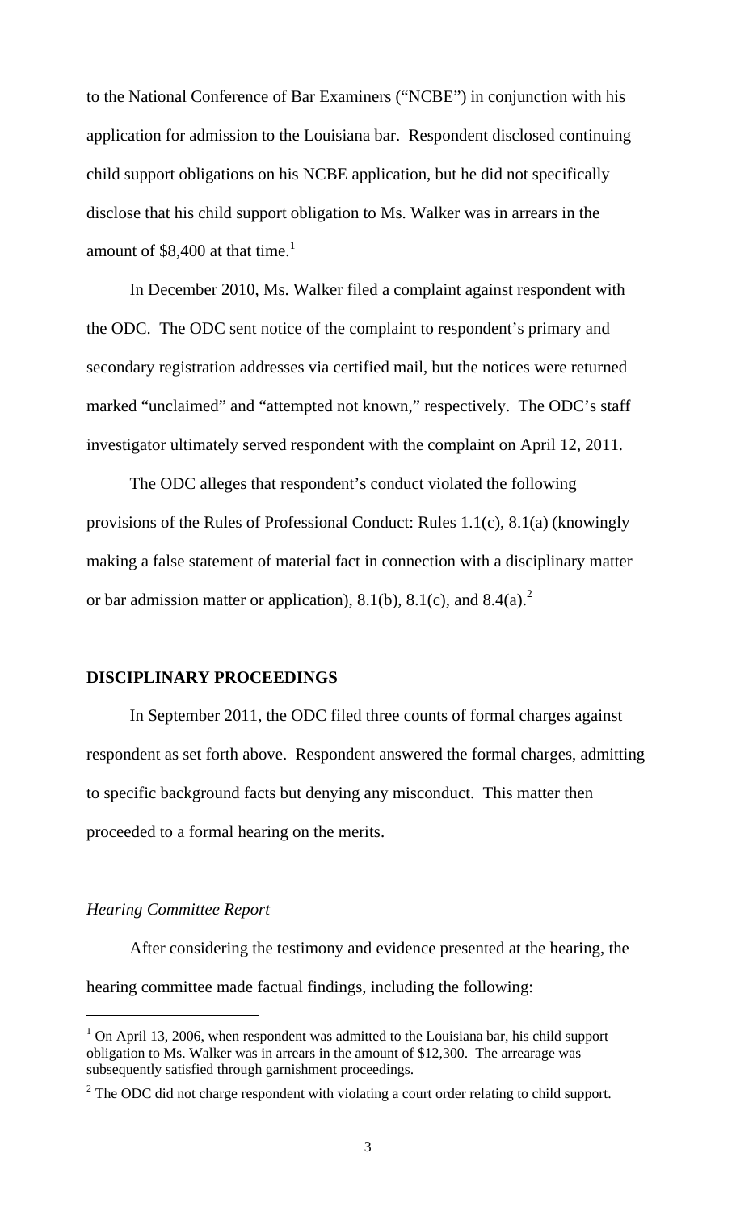to the National Conference of Bar Examiners ("NCBE") in conjunction with his application for admission to the Louisiana bar. Respondent disclosed continuing child support obligations on his NCBE application, but he did not specifically disclose that his child support obligation to Ms. Walker was in arrears in the amount of $8,400 at that time.[1]

In December 2010, Ms. Walker filed a complaint against respondent with the ODC. The ODC sent notice of the complaint to respondent's primary and secondary registration addresses via certified mail, but the notices were returned marked "unclaimed" and "attempted not known," respectively. The ODC's staff investigator ultimately served respondent with the complaint on April 12, 2011.

The ODC alleges that respondent's conduct violated the following provisions of the Rules of Professional Conduct: Rules 1.1(c), 8.1(a) (knowingly making a false statement of material fact in connection with a disciplinary matter or bar admission matter or application), 8.1(b), 8.1(c), and 8.4(a).[2]

## DISCIPLINARY PROCEEDINGS

In September 2011, the ODC filed three counts of formal charges against respondent as set forth above. Respondent answered the formal charges, admitting to specific background facts but denying any misconduct. This matter then proceeded to a formal hearing on the merits.

### *Hearing Committee Report*

After considering the testimony and evidence presented at the hearing, the hearing committee made factual findings, including the following:

---

[1] On April 13, 2006, when respondent was admitted to the Louisiana bar, his child support obligation to Ms. Walker was in arrears in the amount of $12,300. The arrearage was subsequently satisfied through garnishment proceedings.

[2] The ODC did not charge respondent with violating a court order relating to child support.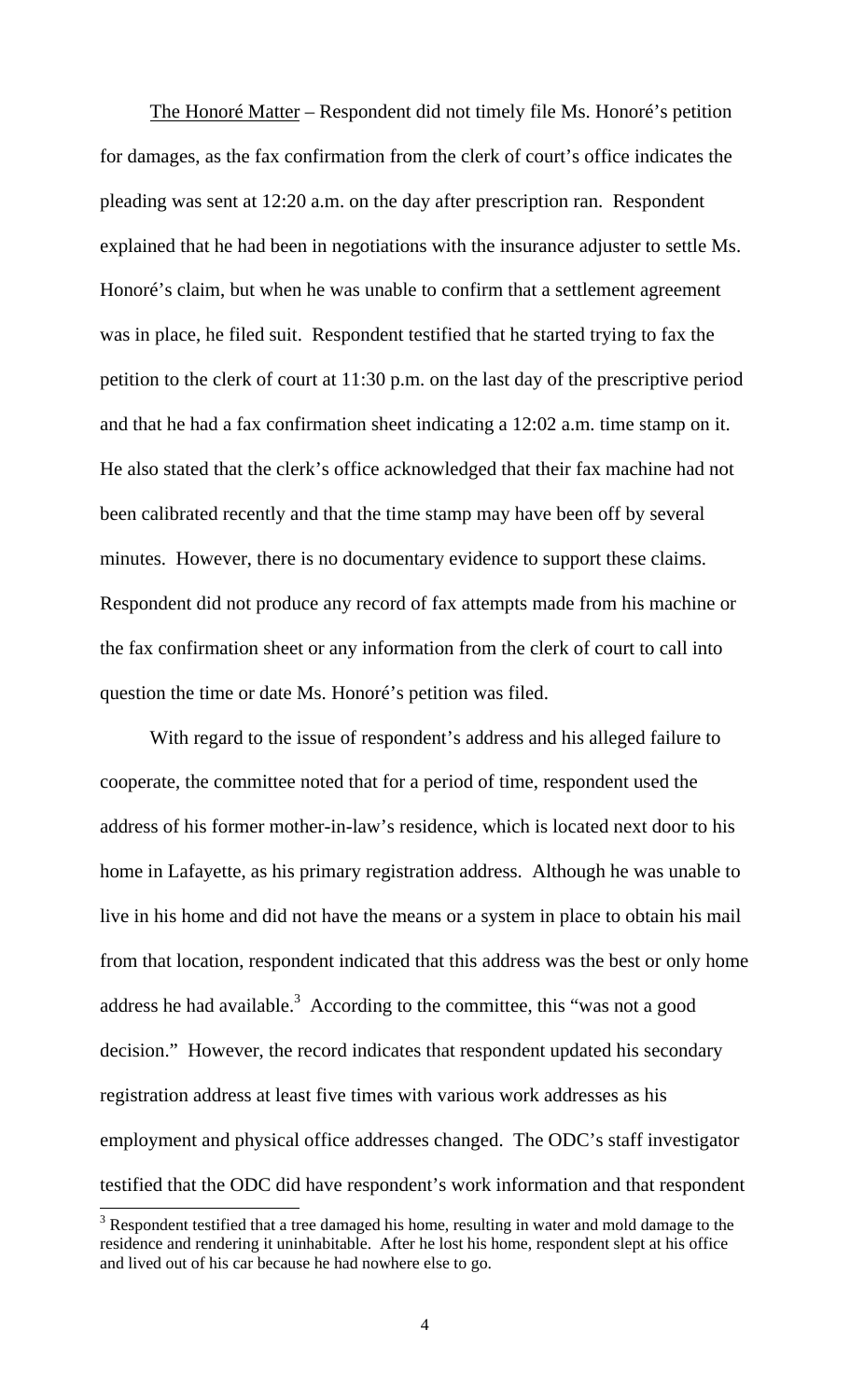<u>The Honoré Matter</u> – Respondent did not timely file Ms. Honoré's petition for damages, as the fax confirmation from the clerk of court's office indicates the pleading was sent at 12:20 a.m. on the day after prescription ran. Respondent explained that he had been in negotiations with the insurance adjuster to settle Ms. Honoré's claim, but when he was unable to confirm that a settlement agreement was in place, he filed suit. Respondent testified that he started trying to fax the petition to the clerk of court at 11:30 p.m. on the last day of the prescriptive period and that he had a fax confirmation sheet indicating a 12:02 a.m. time stamp on it. He also stated that the clerk's office acknowledged that their fax machine had not been calibrated recently and that the time stamp may have been off by several minutes. However, there is no documentary evidence to support these claims. Respondent did not produce any record of fax attempts made from his machine or the fax confirmation sheet or any information from the clerk of court to call into question the time or date Ms. Honoré's petition was filed.

With regard to the issue of respondent's address and his alleged failure to cooperate, the committee noted that for a period of time, respondent used the address of his former mother-in-law's residence, which is located next door to his home in Lafayette, as his primary registration address. Although he was unable to live in his home and did not have the means or a system in place to obtain his mail from that location, respondent indicated that this address was the best or only home address he had available.[3] According to the committee, this "was not a good decision." However, the record indicates that respondent updated his secondary registration address at least five times with various work addresses as his employment and physical office addresses changed. The ODC's staff investigator testified that the ODC did have respondent's work information and that respondent

[3] Respondent testified that a tree damaged his home, resulting in water and mold damage to the residence and rendering it uninhabitable. After he lost his home, respondent slept at his office and lived out of his car because he had nowhere else to go.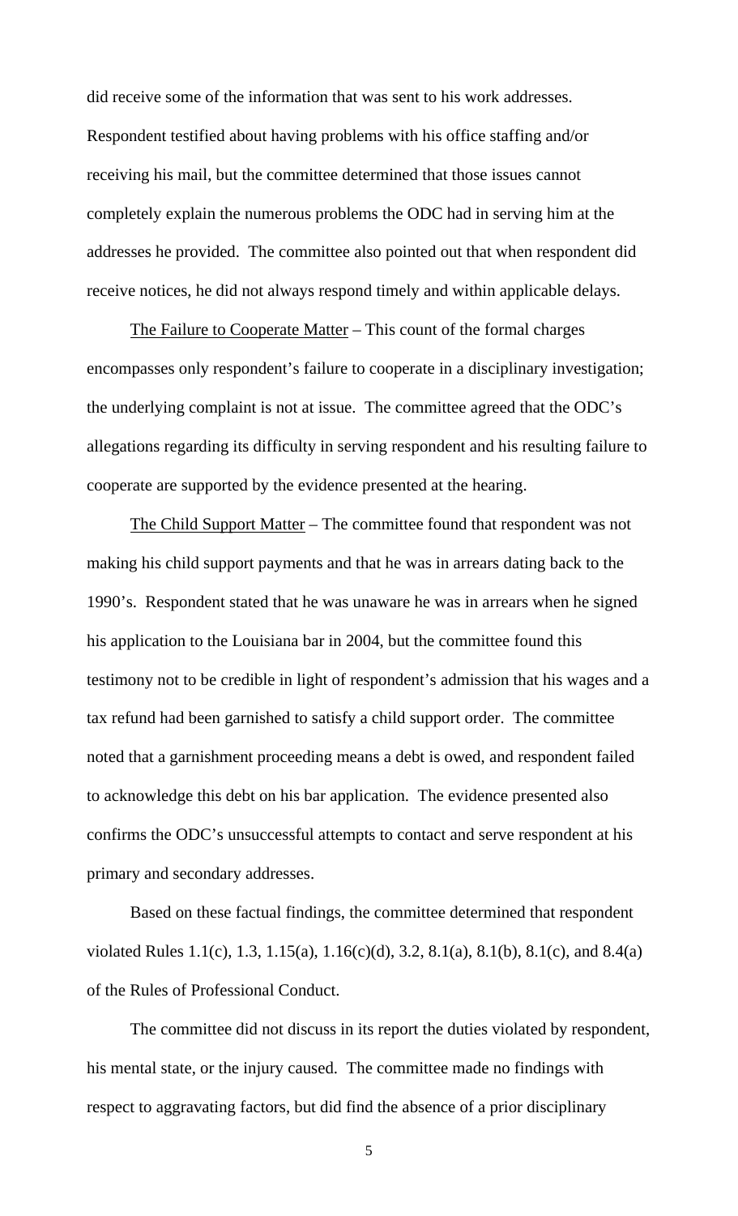did receive some of the information that was sent to his work addresses. Respondent testified about having problems with his office staffing and/or receiving his mail, but the committee determined that those issues cannot completely explain the numerous problems the ODC had in serving him at the addresses he provided. The committee also pointed out that when respondent did receive notices, he did not always respond timely and within applicable delays.

<u>The Failure to Cooperate Matter</u> – This count of the formal charges encompasses only respondent's failure to cooperate in a disciplinary investigation; the underlying complaint is not at issue. The committee agreed that the ODC's allegations regarding its difficulty in serving respondent and his resulting failure to cooperate are supported by the evidence presented at the hearing.

<u>The Child Support Matter</u> – The committee found that respondent was not making his child support payments and that he was in arrears dating back to the 1990's. Respondent stated that he was unaware he was in arrears when he signed his application to the Louisiana bar in 2004, but the committee found this testimony not to be credible in light of respondent's admission that his wages and a tax refund had been garnished to satisfy a child support order. The committee noted that a garnishment proceeding means a debt is owed, and respondent failed to acknowledge this debt on his bar application. The evidence presented also confirms the ODC's unsuccessful attempts to contact and serve respondent at his primary and secondary addresses.

Based on these factual findings, the committee determined that respondent violated Rules 1.1(c), 1.3, 1.15(a), 1.16(c)(d), 3.2, 8.1(a), 8.1(b), 8.1(c), and 8.4(a) of the Rules of Professional Conduct.

The committee did not discuss in its report the duties violated by respondent, his mental state, or the injury caused. The committee made no findings with respect to aggravating factors, but did find the absence of a prior disciplinary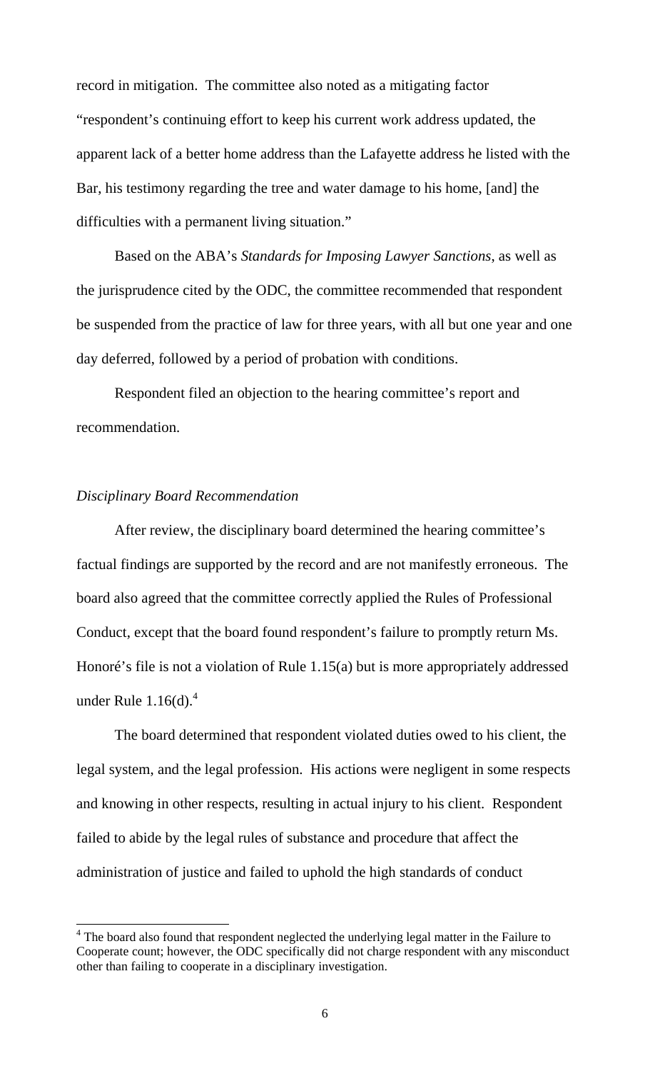record in mitigation. The committee also noted as a mitigating factor "respondent's continuing effort to keep his current work address updated, the apparent lack of a better home address than the Lafayette address he listed with the Bar, his testimony regarding the tree and water damage to his home, [and] the difficulties with a permanent living situation."

Based on the ABA's *Standards for Imposing Lawyer Sanctions*, as well as the jurisprudence cited by the ODC, the committee recommended that respondent be suspended from the practice of law for three years, with all but one year and one day deferred, followed by a period of probation with conditions.

Respondent filed an objection to the hearing committee's report and recommendation.

*Disciplinary Board Recommendation*

After review, the disciplinary board determined the hearing committee's factual findings are supported by the record and are not manifestly erroneous. The board also agreed that the committee correctly applied the Rules of Professional Conduct, except that the board found respondent's failure to promptly return Ms. Honoré's file is not a violation of Rule 1.15(a) but is more appropriately addressed under Rule 1.16(d).[4]

The board determined that respondent violated duties owed to his client, the legal system, and the legal profession. His actions were negligent in some respects and knowing in other respects, resulting in actual injury to his client. Respondent failed to abide by the legal rules of substance and procedure that affect the administration of justice and failed to uphold the high standards of conduct

---

[4] The board also found that respondent neglected the underlying legal matter in the Failure to Cooperate count; however, the ODC specifically did not charge respondent with any misconduct other than failing to cooperate in a disciplinary investigation.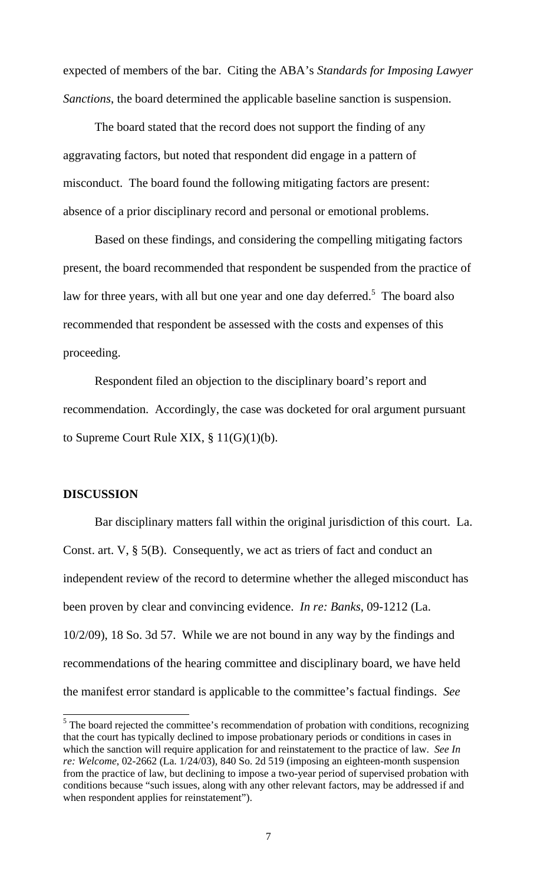expected of members of the bar. Citing the ABA's *Standards for Imposing Lawyer Sanctions*, the board determined the applicable baseline sanction is suspension.

The board stated that the record does not support the finding of any aggravating factors, but noted that respondent did engage in a pattern of misconduct. The board found the following mitigating factors are present: absence of a prior disciplinary record and personal or emotional problems.

Based on these findings, and considering the compelling mitigating factors present, the board recommended that respondent be suspended from the practice of law for three years, with all but one year and one day deferred.[5] The board also recommended that respondent be assessed with the costs and expenses of this proceeding.

Respondent filed an objection to the disciplinary board's report and recommendation. Accordingly, the case was docketed for oral argument pursuant to Supreme Court Rule XIX, § 11(G)(1)(b).

## DISCUSSION

Bar disciplinary matters fall within the original jurisdiction of this court. La. Const. art. V, § 5(B). Consequently, we act as triers of fact and conduct an independent review of the record to determine whether the alleged misconduct has been proven by clear and convincing evidence. *In re: Banks*, 09-1212 (La. 10/2/09), 18 So. 3d 57. While we are not bound in any way by the findings and recommendations of the hearing committee and disciplinary board, we have held the manifest error standard is applicable to the committee's factual findings. *See*

---

[5] The board rejected the committee's recommendation of probation with conditions, recognizing that the court has typically declined to impose probationary periods or conditions in cases in which the sanction will require application for and reinstatement to the practice of law. *See In re: Welcome*, 02-2662 (La. 1/24/03), 840 So. 2d 519 (imposing an eighteen-month suspension from the practice of law, but declining to impose a two-year period of supervised probation with conditions because "such issues, along with any other relevant factors, may be addressed if and when respondent applies for reinstatement").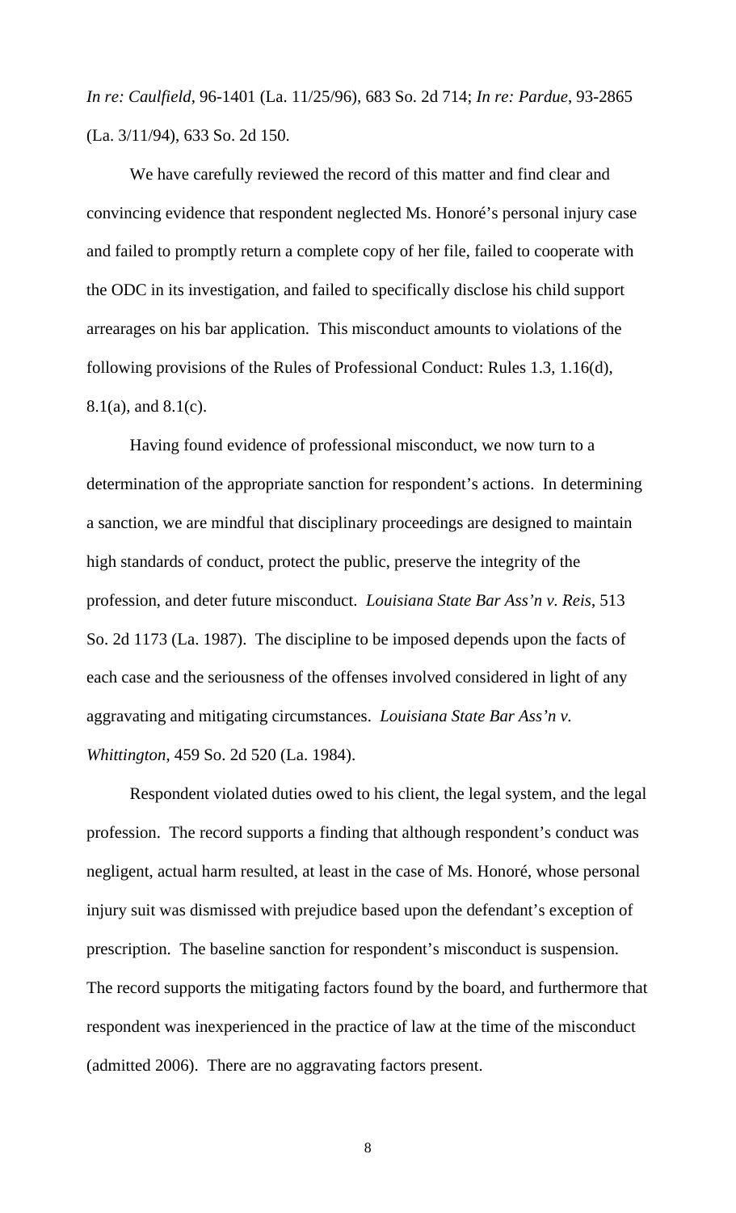*In re: Caulfield*, 96-1401 (La. 11/25/96), 683 So. 2d 714; *In re: Pardue*, 93-2865 (La. 3/11/94), 633 So. 2d 150.

We have carefully reviewed the record of this matter and find clear and convincing evidence that respondent neglected Ms. Honoré's personal injury case and failed to promptly return a complete copy of her file, failed to cooperate with the ODC in its investigation, and failed to specifically disclose his child support arrearages on his bar application. This misconduct amounts to violations of the following provisions of the Rules of Professional Conduct: Rules 1.3, 1.16(d), 8.1(a), and 8.1(c).

Having found evidence of professional misconduct, we now turn to a determination of the appropriate sanction for respondent's actions. In determining a sanction, we are mindful that disciplinary proceedings are designed to maintain high standards of conduct, protect the public, preserve the integrity of the profession, and deter future misconduct. *Louisiana State Bar Ass'n v. Reis*, 513 So. 2d 1173 (La. 1987). The discipline to be imposed depends upon the facts of each case and the seriousness of the offenses involved considered in light of any aggravating and mitigating circumstances. *Louisiana State Bar Ass'n v. Whittington*, 459 So. 2d 520 (La. 1984).

Respondent violated duties owed to his client, the legal system, and the legal profession. The record supports a finding that although respondent's conduct was negligent, actual harm resulted, at least in the case of Ms. Honoré, whose personal injury suit was dismissed with prejudice based upon the defendant's exception of prescription. The baseline sanction for respondent's misconduct is suspension. The record supports the mitigating factors found by the board, and furthermore that respondent was inexperienced in the practice of law at the time of the misconduct (admitted 2006). There are no aggravating factors present.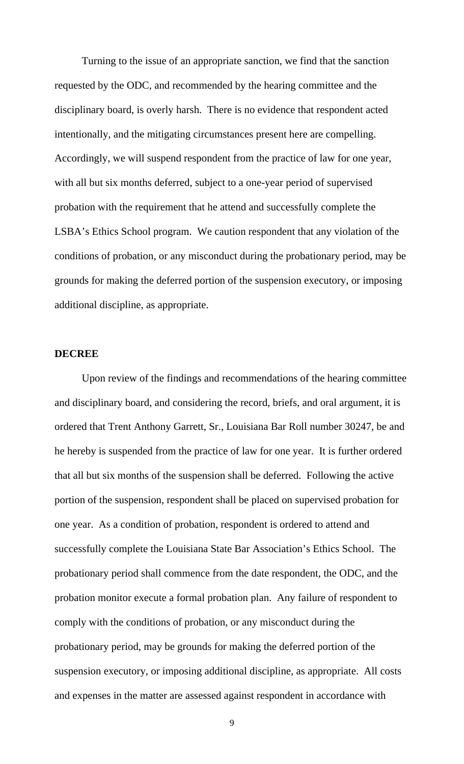Turning to the issue of an appropriate sanction, we find that the sanction requested by the ODC, and recommended by the hearing committee and the disciplinary board, is overly harsh. There is no evidence that respondent acted intentionally, and the mitigating circumstances present here are compelling. Accordingly, we will suspend respondent from the practice of law for one year, with all but six months deferred, subject to a one-year period of supervised probation with the requirement that he attend and successfully complete the LSBA's Ethics School program. We caution respondent that any violation of the conditions of probation, or any misconduct during the probationary period, may be grounds for making the deferred portion of the suspension executory, or imposing additional discipline, as appropriate.

**DECREE**

Upon review of the findings and recommendations of the hearing committee and disciplinary board, and considering the record, briefs, and oral argument, it is ordered that Trent Anthony Garrett, Sr., Louisiana Bar Roll number 30247, be and he hereby is suspended from the practice of law for one year. It is further ordered that all but six months of the suspension shall be deferred. Following the active portion of the suspension, respondent shall be placed on supervised probation for one year. As a condition of probation, respondent is ordered to attend and successfully complete the Louisiana State Bar Association's Ethics School. The probationary period shall commence from the date respondent, the ODC, and the probation monitor execute a formal probation plan. Any failure of respondent to comply with the conditions of probation, or any misconduct during the probationary period, may be grounds for making the deferred portion of the suspension executory, or imposing additional discipline, as appropriate. All costs and expenses in the matter are assessed against respondent in accordance with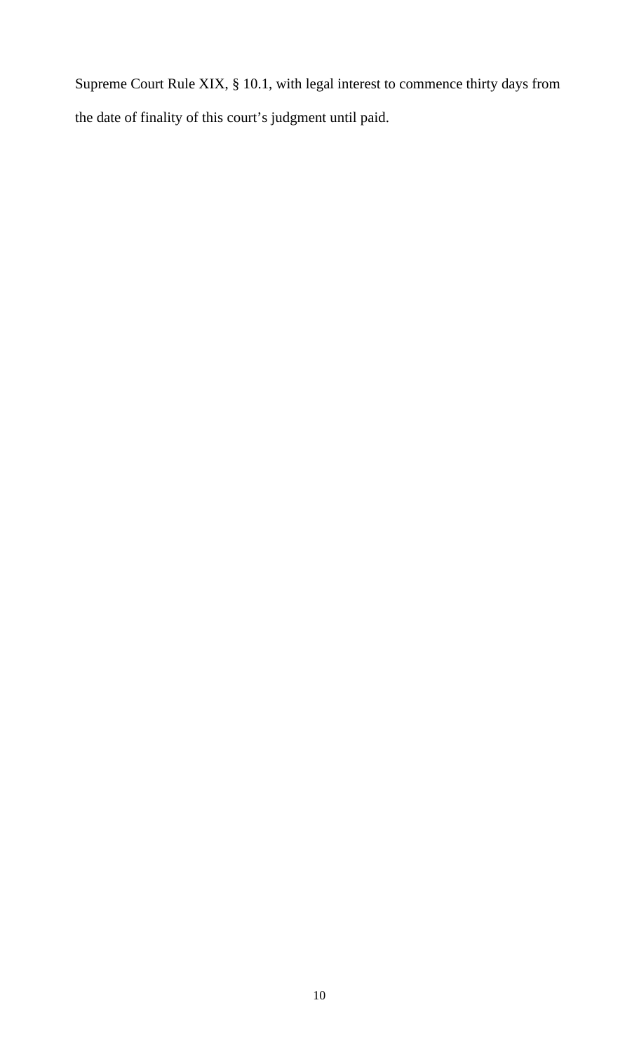Supreme Court Rule XIX, § 10.1, with legal interest to commence thirty days from the date of finality of this court's judgment until paid.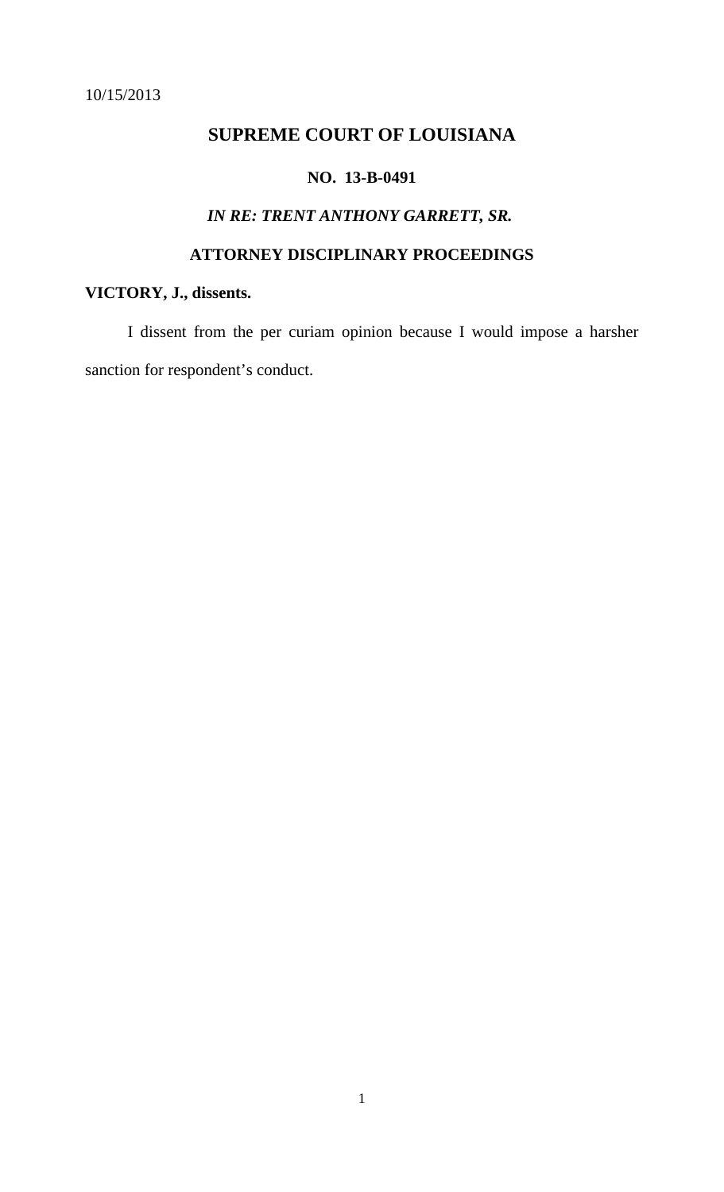10/15/2013

# SUPREME COURT OF LOUISIANA

## NO. 13-B-0491

### *IN RE: TRENT ANTHONY GARRETT, SR.*

### ATTORNEY DISCIPLINARY PROCEEDINGS

**VICTORY, J., dissents.**

I dissent from the per curiam opinion because I would impose a harsher sanction for respondent's conduct.